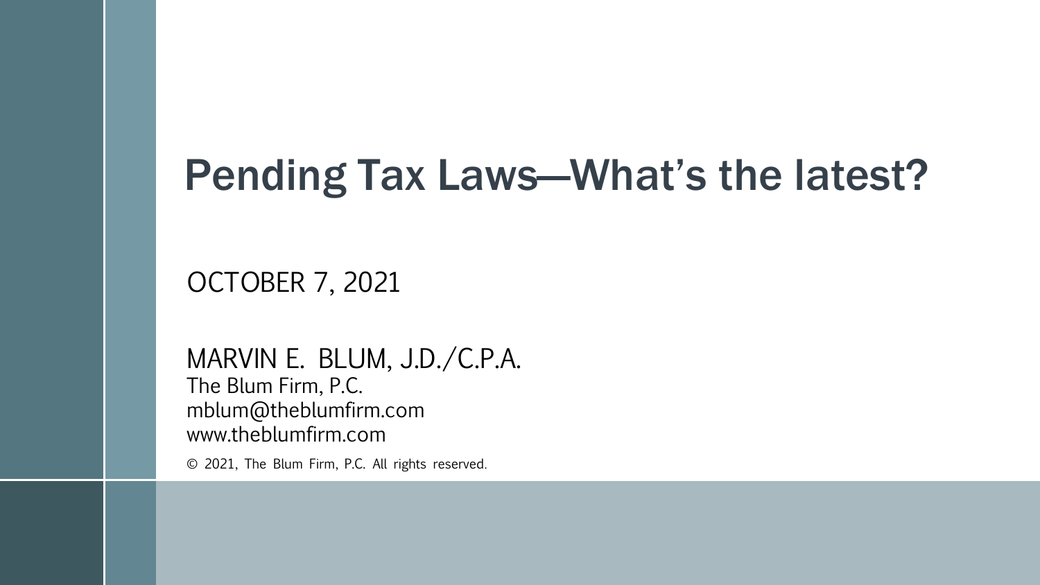# Pending Tax Laws—What's the latest?

OCTOBER 7, 2021

MARVIN E. BLUM, J.D./C.P.A.
The Blum Firm, P.C.
mblum@theblumfirm.com
www.theblumfirm.com

© 2021, The Blum Firm, P.C. All rights reserved.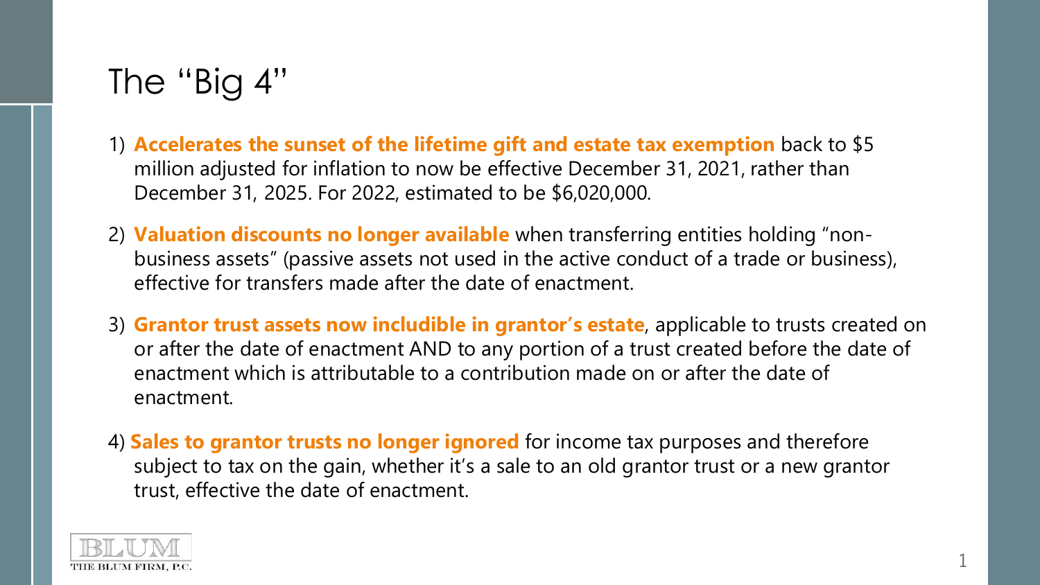# The "Big 4"

1) **Accelerates the sunset of the lifetime gift and estate tax exemption** back to $5 million adjusted for inflation to now be effective December 31, 2021, rather than December 31, 2025. For 2022, estimated to be $6,020,000.

2) **Valuation discounts no longer available** when transferring entities holding "non-business assets" (passive assets not used in the active conduct of a trade or business), effective for transfers made after the date of enactment.

3) **Grantor trust assets now includible in grantor's estate**, applicable to trusts created on or after the date of enactment AND to any portion of a trust created before the date of enactment which is attributable to a contribution made on or after the date of enactment.

4) **Sales to grantor trusts no longer ignored** for income tax purposes and therefore subject to tax on the gain, whether it's a sale to an old grantor trust or a new grantor trust, effective the date of enactment.

BLUM
THE BLUM FIRM, P.C.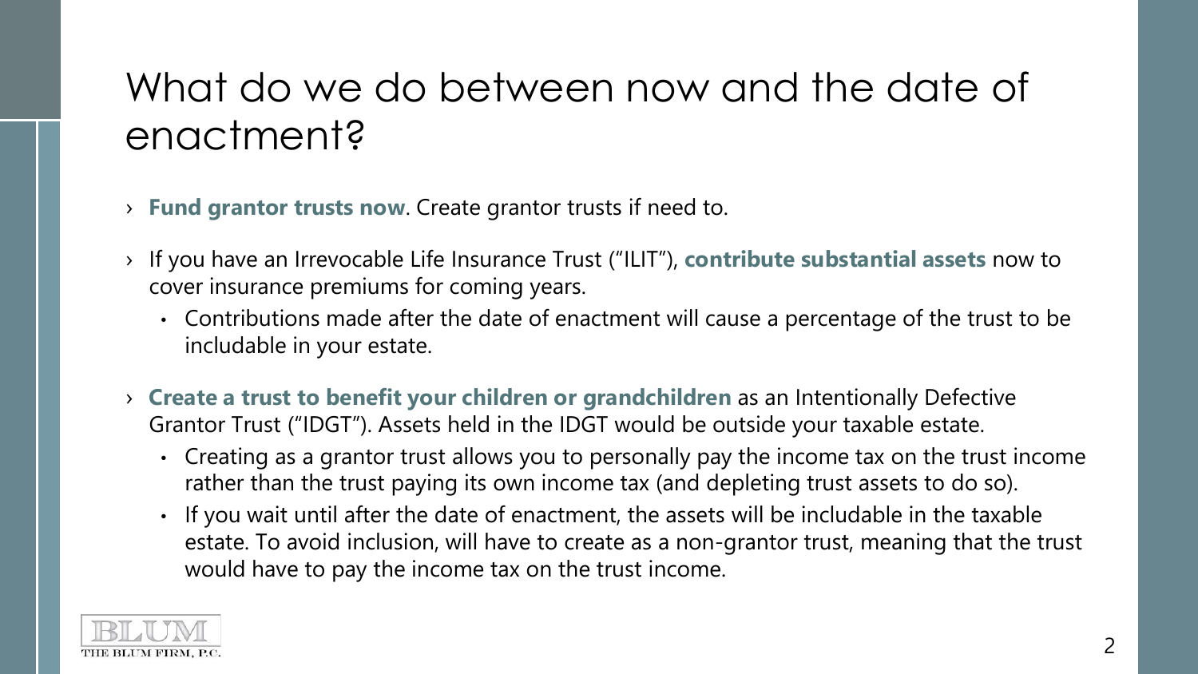# What do we do between now and the date of enactment?

- **Fund grantor trusts now**. Create grantor trusts if need to.
- If you have an Irrevocable Life Insurance Trust ("ILIT"), **contribute substantial assets** now to cover insurance premiums for coming years.
  - Contributions made after the date of enactment will cause a percentage of the trust to be includable in your estate.
- **Create a trust to benefit your children or grandchildren** as an Intentionally Defective Grantor Trust ("IDGT"). Assets held in the IDGT would be outside your taxable estate.
  - Creating as a grantor trust allows you to personally pay the income tax on the trust income rather than the trust paying its own income tax (and depleting trust assets to do so).
  - If you wait until after the date of enactment, the assets will be includable in the taxable estate. To avoid inclusion, will have to create as a non-grantor trust, meaning that the trust would have to pay the income tax on the trust income.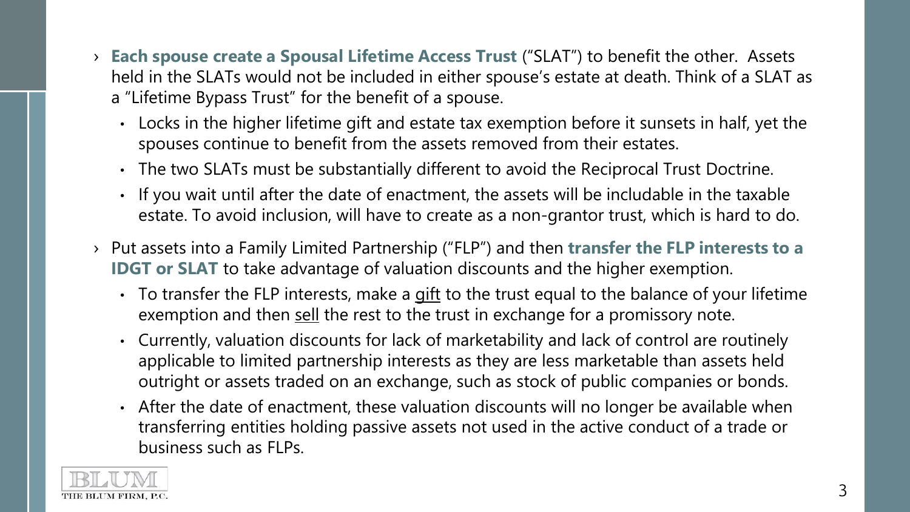- **Each spouse create a Spousal Lifetime Access Trust** ("SLAT") to benefit the other. Assets held in the SLATs would not be included in either spouse's estate at death. Think of a SLAT as a "Lifetime Bypass Trust" for the benefit of a spouse.
  - Locks in the higher lifetime gift and estate tax exemption before it sunsets in half, yet the spouses continue to benefit from the assets removed from their estates.
  - The two SLATs must be substantially different to avoid the Reciprocal Trust Doctrine.
  - If you wait until after the date of enactment, the assets will be includable in the taxable estate. To avoid inclusion, will have to create as a non-grantor trust, which is hard to do.
- Put assets into a Family Limited Partnership ("FLP") and then **transfer the FLP interests to a IDGT or SLAT** to take advantage of valuation discounts and the higher exemption.
  - To transfer the FLP interests, make a <u>gift</u> to the trust equal to the balance of your lifetime exemption and then <u>sell</u> the rest to the trust in exchange for a promissory note.
  - Currently, valuation discounts for lack of marketability and lack of control are routinely applicable to limited partnership interests as they are less marketable than assets held outright or assets traded on an exchange, such as stock of public companies or bonds.
  - After the date of enactment, these valuation discounts will no longer be available when transferring entities holding passive assets not used in the active conduct of a trade or business such as FLPs.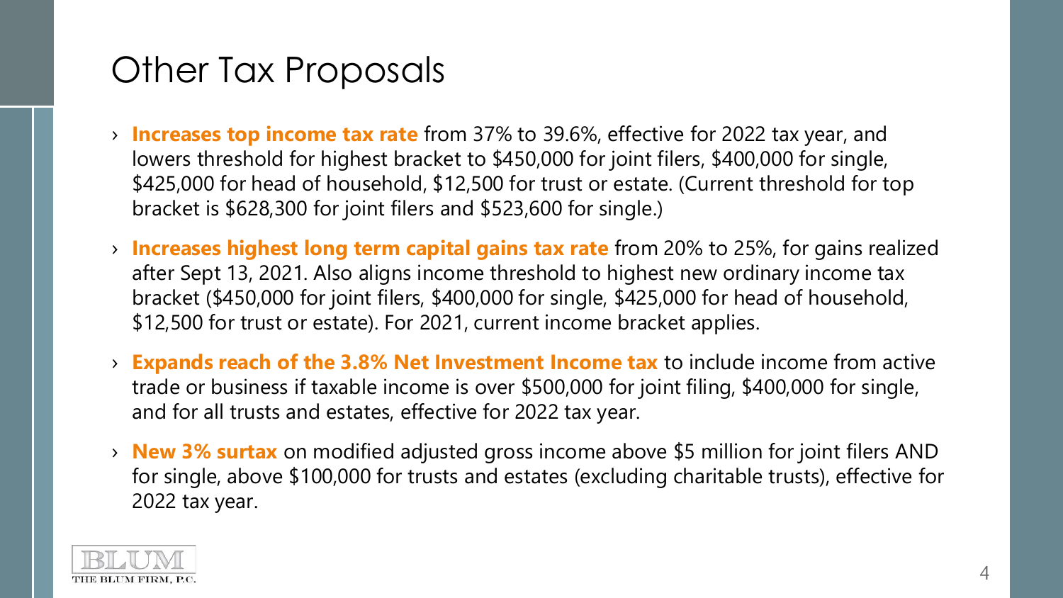# Other Tax Proposals

- **Increases top income tax rate** from 37% to 39.6%, effective for 2022 tax year, and lowers threshold for highest bracket to $450,000 for joint filers, $400,000 for single, $425,000 for head of household, $12,500 for trust or estate. (Current threshold for top bracket is $628,300 for joint filers and $523,600 for single.)
- **Increases highest long term capital gains tax rate** from 20% to 25%, for gains realized after Sept 13, 2021. Also aligns income threshold to highest new ordinary income tax bracket ($450,000 for joint filers, $400,000 for single, $425,000 for head of household, $12,500 for trust or estate). For 2021, current income bracket applies.
- **Expands reach of the 3.8% Net Investment Income tax** to include income from active trade or business if taxable income is over $500,000 for joint filing, $400,000 for single, and for all trusts and estates, effective for 2022 tax year.
- **New 3% surtax** on modified adjusted gross income above $5 million for joint filers AND for single, above $100,000 for trusts and estates (excluding charitable trusts), effective for 2022 tax year.

BLUM
THE BLUM FIRM, P.C.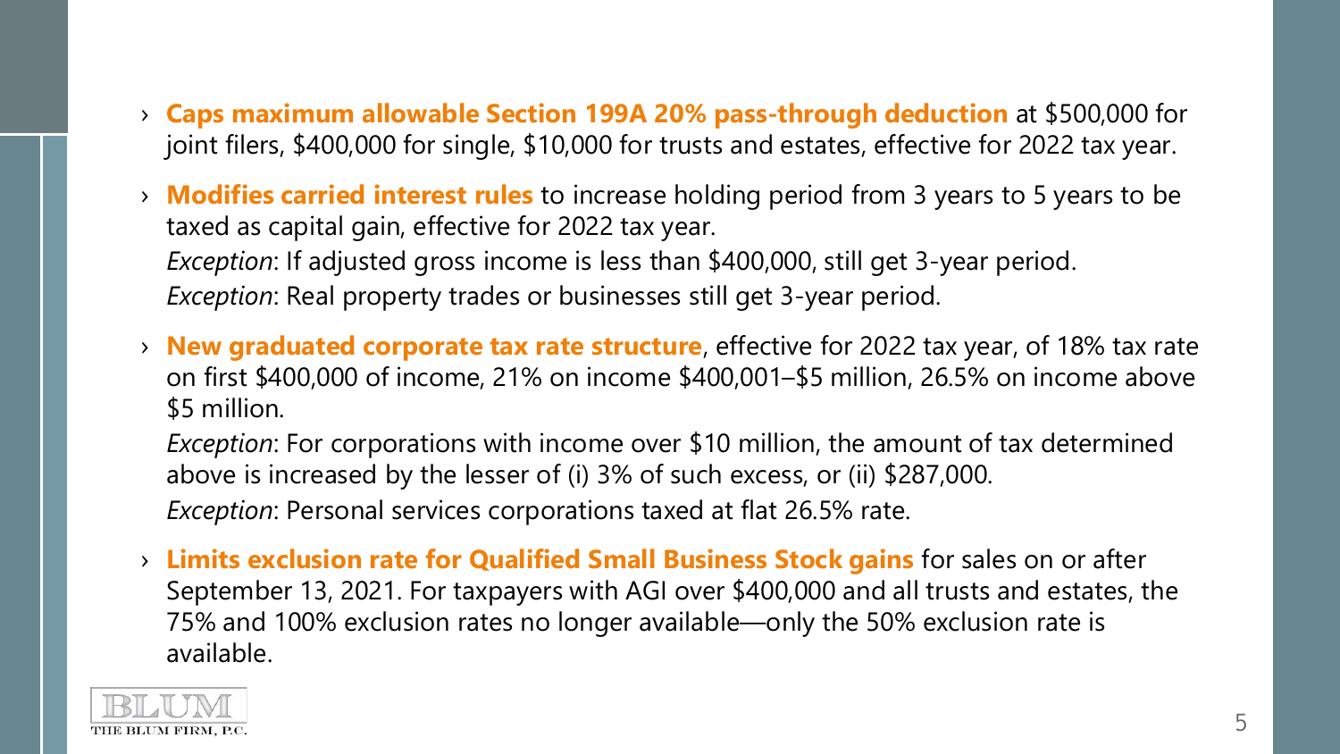- **Caps maximum allowable Section 199A 20% pass-through deduction** at $500,000 for joint filers, $400,000 for single, $10,000 for trusts and estates, effective for 2022 tax year.
- **Modifies carried interest rules** to increase holding period from 3 years to 5 years to be taxed as capital gain, effective for 2022 tax year.
  *Exception*: If adjusted gross income is less than $400,000, still get 3-year period.
  *Exception*: Real property trades or businesses still get 3-year period.
- **New graduated corporate tax rate structure**, effective for 2022 tax year, of 18% tax rate on first $400,000 of income, 21% on income $400,001–$5 million, 26.5% on income above $5 million.
  *Exception*: For corporations with income over $10 million, the amount of tax determined above is increased by the lesser of (i) 3% of such excess, or (ii) $287,000.
  *Exception*: Personal services corporations taxed at flat 26.5% rate.
- **Limits exclusion rate for Qualified Small Business Stock gains** for sales on or after September 13, 2021. For taxpayers with AGI over $400,000 and all trusts and estates, the 75% and 100% exclusion rates no longer available—only the 50% exclusion rate is available.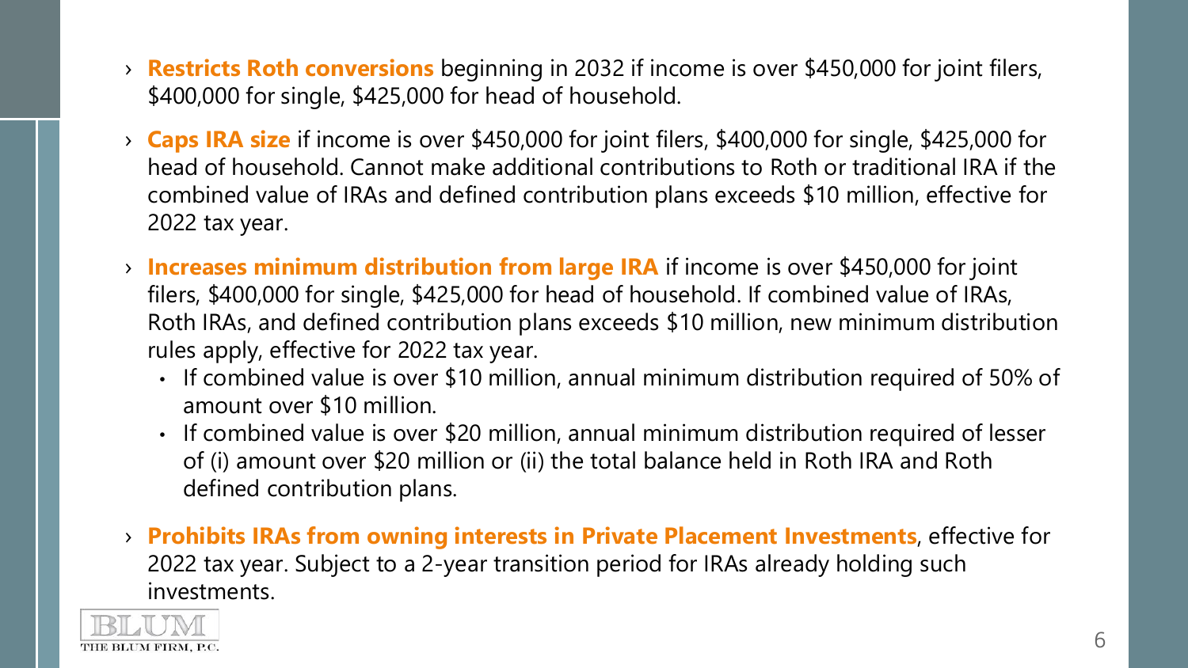- **Restricts Roth conversions** beginning in 2032 if income is over $450,000 for joint filers, $400,000 for single, $425,000 for head of household.
- **Caps IRA size** if income is over $450,000 for joint filers, $400,000 for single, $425,000 for head of household. Cannot make additional contributions to Roth or traditional IRA if the combined value of IRAs and defined contribution plans exceeds $10 million, effective for 2022 tax year.
- **Increases minimum distribution from large IRA** if income is over $450,000 for joint filers, $400,000 for single, $425,000 for head of household. If combined value of IRAs, Roth IRAs, and defined contribution plans exceeds $10 million, new minimum distribution rules apply, effective for 2022 tax year.
  - If combined value is over $10 million, annual minimum distribution required of 50% of amount over $10 million.
  - If combined value is over $20 million, annual minimum distribution required of lesser of (i) amount over $20 million or (ii) the total balance held in Roth IRA and Roth defined contribution plans.
- **Prohibits IRAs from owning interests in Private Placement Investments**, effective for 2022 tax year. Subject to a 2-year transition period for IRAs already holding such investments.

BLUM
THE BLUM FIRM, P.C.